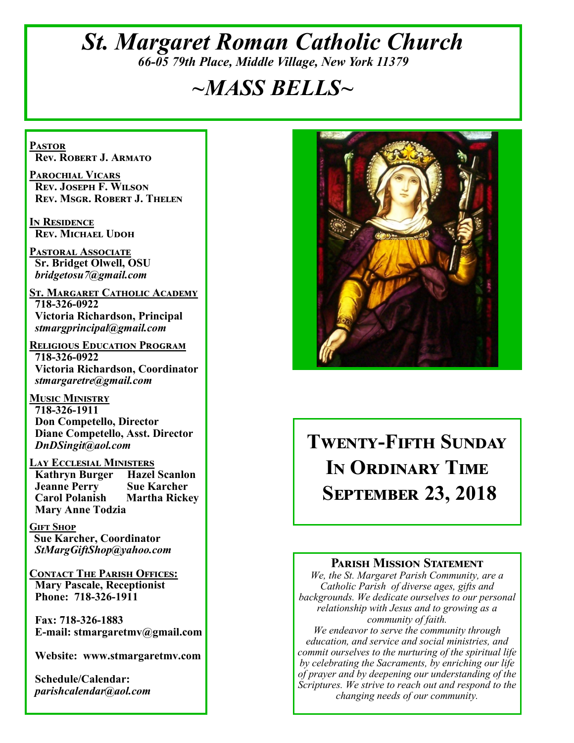# *St. Margaret Roman Catholic Church*

*66-05 79th Place, Middle Village, New York 11379*

# *~MASS BELLS~*

**PASTOR**
**Rev. Robert J. Armato**

**PAROCHIAL VICARS**
**Rev. Joseph F. Wilson**
**Rev. Msgr. Robert J. Thelen**

**IN RESIDENCE**
**Rev. Michael Udoh**

**PASTORAL ASSOCIATE**
**Sr. Bridget Olwell, OSU**
*bridgetosu7@gmail.com*

**ST. MARGARET CATHOLIC ACADEMY**
**718-326-0922**
**Victoria Richardson, Principal**
*stmargprincipal@gmail.com*

**RELIGIOUS EDUCATION PROGRAM**
**718-326-0922**
**Victoria Richardson, Coordinator**
*stmargaretre@gmail.com*

**MUSIC MINISTRY**
**718-326-1911**
**Don Competello, Director**
**Diane Competello, Asst. Director**
*DnDSingit@aol.com*

**LAY ECCLESIAL MINISTERS**
**Kathryn Burger**
**Hazel Scanlon**
**Jeanne Perry**
**Sue Karcher**
**Carol Polanish**
**Martha Rickey**
**Mary Anne Todzia**

**GIFT SHOP**
**Sue Karcher, Coordinator**
*StMargGiftShop@yahoo.com*

**CONTACT THE PARISH OFFICES:**
**Mary Pascale, Receptionist**
**Phone: 718-326-1911**

**Fax: 718-326-1883**
**E-mail: stmargaretmv@gmail.com**

**Website: www.stmargaretmv.com**

**Schedule/Calendar:**
*parishcalendar@aol.com*

## Twenty-Fifth Sunday In Ordinary Time September 23, 2018

### Parish Mission Statement

*We, the St. Margaret Parish Community, are a Catholic Parish of diverse ages, gifts and backgrounds. We dedicate ourselves to our personal relationship with Jesus and to growing as a community of faith.*

*We endeavor to serve the community through education, and service and social ministries, and commit ourselves to the nurturing of the spiritual life by celebrating the Sacraments, by enriching our life of prayer and by deepening our understanding of the Scriptures. We strive to reach out and respond to the changing needs of our community.*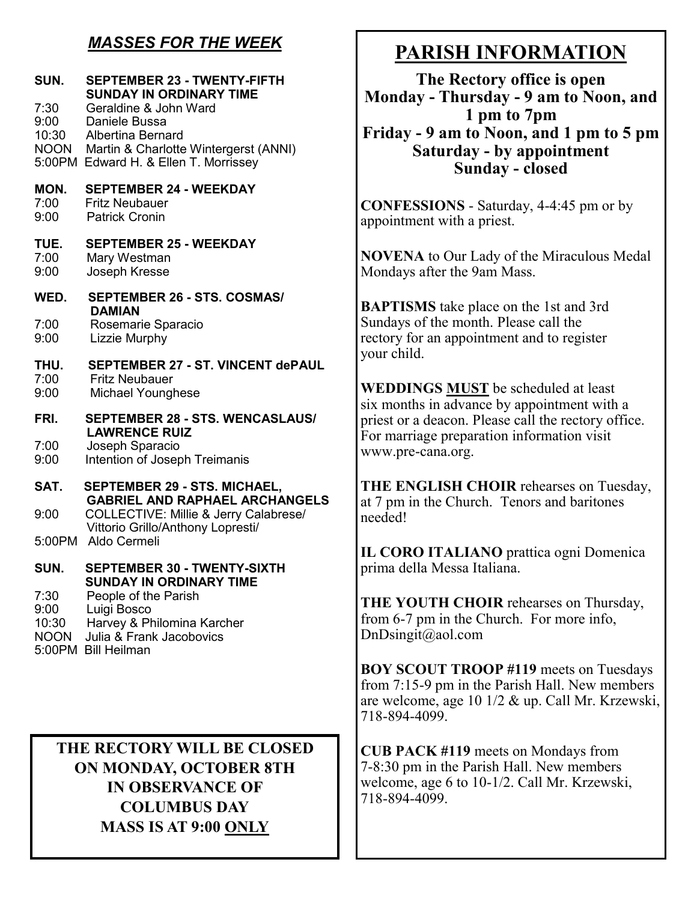## *MASSES FOR THE WEEK*

**SUN. SEPTEMBER 23 - TWENTY-FIFTH SUNDAY IN ORDINARY TIME**

7:30 Geraldine & John Ward
9:00 Daniele Bussa
10:30 Albertina Bernard
NOON Martin & Charlotte Wintergerst (ANNI)
5:00PM Edward H. & Ellen T. Morrissey

**MON. SEPTEMBER 24 - WEEKDAY**

7:00 Fritz Neubauer
9:00 Patrick Cronin

**TUE. SEPTEMBER 25 - WEEKDAY**

7:00 Mary Westman
9:00 Joseph Kresse

**WED. SEPTEMBER 26 - STS. COSMAS/ DAMIAN**

7:00 Rosemarie Sparacio
9:00 Lizzie Murphy

**THU. SEPTEMBER 27 - ST. VINCENT dePAUL**

7:00 Fritz Neubauer
9:00 Michael Younghese

**FRI. SEPTEMBER 28 - STS. WENCASLAUS/ LAWRENCE RUIZ**

7:00 Joseph Sparacio
9:00 Intention of Joseph Treimanis

**SAT. SEPTEMBER 29 - STS. MICHAEL, GABRIEL AND RAPHAEL ARCHANGELS**

9:00 COLLECTIVE: Millie & Jerry Calabrese/ Vittorio Grillo/Anthony Lopresti/
5:00PM Aldo Cermeli

**SUN. SEPTEMBER 30 - TWENTY-SIXTH SUNDAY IN ORDINARY TIME**

7:30 People of the Parish
9:00 Luigi Bosco
10:30 Harvey & Philomina Karcher
NOON Julia & Frank Jacobovics
5:00PM Bill Heilman

**THE RECTORY WILL BE CLOSED ON MONDAY, OCTOBER 8TH IN OBSERVANCE OF COLUMBUS DAY MASS IS AT 9:00 ONLY**

## PARISH INFORMATION

**The Rectory office is open**
**Monday - Thursday - 9 am to Noon, and 1 pm to 7pm**
**Friday - 9 am to Noon, and 1 pm to 5 pm**
**Saturday - by appointment**
**Sunday - closed**

**CONFESSIONS** - Saturday, 4-4:45 pm or by appointment with a priest.

**NOVENA** to Our Lady of the Miraculous Medal Mondays after the 9am Mass.

**BAPTISMS** take place on the 1st and 3rd Sundays of the month. Please call the rectory for an appointment and to register your child.

**WEDDINGS MUST** be scheduled at least six months in advance by appointment with a priest or a deacon. Please call the rectory office. For marriage preparation information visit www.pre-cana.org.

**THE ENGLISH CHOIR** rehearses on Tuesday, at 7 pm in the Church. Tenors and baritones needed!

**IL CORO ITALIANO** prattica ogni Domenica prima della Messa Italiana.

**THE YOUTH CHOIR** rehearses on Thursday, from 6-7 pm in the Church. For more info, DnDsingit@aol.com

**BOY SCOUT TROOP #119** meets on Tuesdays from 7:15-9 pm in the Parish Hall. New members are welcome, age 10 1/2 & up. Call Mr. Krzewski, 718-894-4099.

**CUB PACK #119** meets on Mondays from 7-8:30 pm in the Parish Hall. New members welcome, age 6 to 10-1/2. Call Mr. Krzewski, 718-894-4099.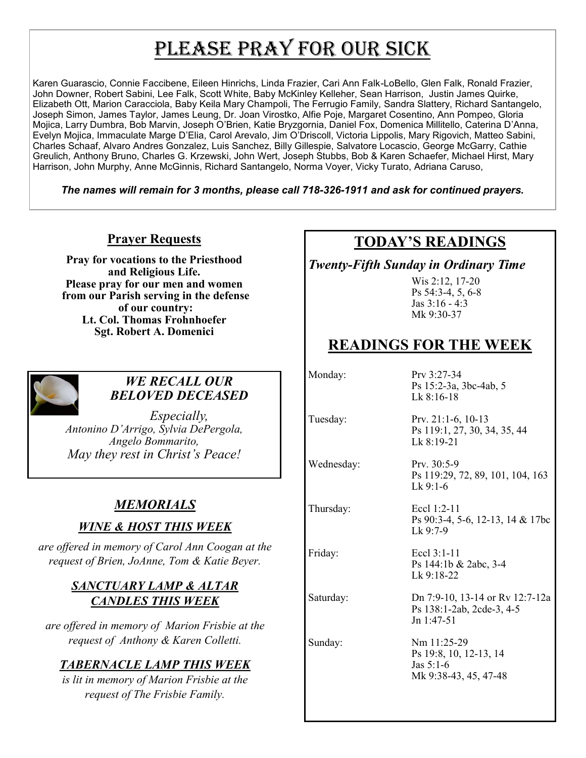# PLEASE PRAY FOR OUR SICK

Karen Guarascio, Connie Faccibene, Eileen Hinrichs, Linda Frazier, Cari Ann Falk-LoBello, Glen Falk, Ronald Frazier, John Downer, Robert Sabini, Lee Falk, Scott White, Baby McKinley Kelleher, Sean Harrison, Justin James Quirke, Elizabeth Ott, Marion Caracciola, Baby Keila Mary Champoli, The Ferrugio Family, Sandra Slattery, Richard Santangelo, Joseph Simon, James Taylor, James Leung, Dr. Joan Virostko, Alfie Poje, Margaret Cosentino, Ann Pompeo, Gloria Mojica, Larry Dumbra, Bob Marvin, Joseph O'Brien, Katie Bryzgornia, Daniel Fox, Domenica Millitello, Caterina D'Anna, Evelyn Mojica, Immaculate Marge D'Elia, Carol Arevalo, Jim O'Driscoll, Victoria Lippolis, Mary Rigovich, Matteo Sabini, Charles Schaaf, Alvaro Andres Gonzalez, Luis Sanchez, Billy Gillespie, Salvatore Locascio, George McGarry, Cathie Greulich, Anthony Bruno, Charles G. Krzewski, John Wert, Joseph Stubbs, Bob & Karen Schaefer, Michael Hirst, Mary Harrison, John Murphy, Anne McGinnis, Richard Santangelo, Norma Voyer, Vicky Turato, Adriana Caruso,

***The names will remain for 3 months, please call 718-326-1911 and ask for continued prayers.***

## Prayer Requests

**Pray for vocations to the Priesthood and Religious Life.**
**Please pray for our men and women from our Parish serving in the defense of our country:**
**Lt. Col. Thomas Frohnhoefer**
**Sgt. Robert A. Domenici**

## *WE RECALL OUR BELOVED DECEASED*

*Especially,*
*Antonino D'Arrigo, Sylvia DePergola, Angelo Bommarito,*
*May they rest in Christ's Peace!*

## *MEMORIALS*

### *WINE & HOST THIS WEEK*

*are offered in memory of Carol Ann Coogan at the request of Brien, JoAnne, Tom & Katie Beyer.*

### *SANCTUARY LAMP & ALTAR CANDLES THIS WEEK*

*are offered in memory of Marion Frisbie at the request of Anthony & Karen Colletti.*

### *TABERNACLE LAMP THIS WEEK*

*is lit in memory of Marion Frisbie at the request of The Frisbie Family.*

## TODAY'S READINGS

***Twenty-Fifth Sunday in Ordinary Time***

Wis 2:12, 17-20
Ps 54:3-4, 5, 6-8
Jas 3:16 - 4:3
Mk 9:30-37

## READINGS FOR THE WEEK

| | |
|---|---|
| Monday: | Prv 3:27-34<br>Ps 15:2-3a, 3bc-4ab, 5<br>Lk 8:16-18 |
| Tuesday: | Prv. 21:1-6, 10-13<br>Ps 119:1, 27, 30, 34, 35, 44<br>Lk 8:19-21 |
| Wednesday: | Prv. 30:5-9<br>Ps 119:29, 72, 89, 101, 104, 163<br>Lk 9:1-6 |
| Thursday: | Eccl 1:2-11<br>Ps 90:3-4, 5-6, 12-13, 14 & 17bc<br>Lk 9:7-9 |
| Friday: | Eccl 3:1-11<br>Ps 144:1b & 2abc, 3-4<br>Lk 9:18-22 |
| Saturday: | Dn 7:9-10, 13-14 or Rv 12:7-12a<br>Ps 138:1-2ab, 2cde-3, 4-5<br>Jn 1:47-51 |
| Sunday: | Nm 11:25-29<br>Ps 19:8, 10, 12-13, 14<br>Jas 5:1-6<br>Mk 9:38-43, 45, 47-48 |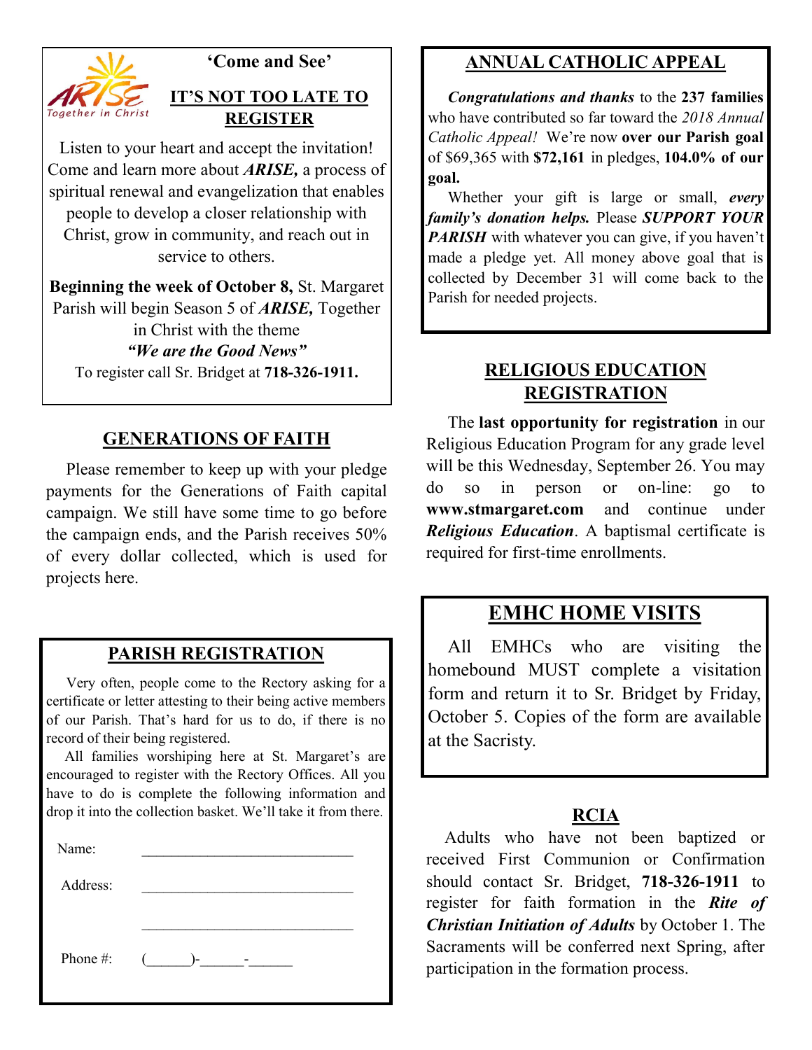## 'Come and See'

### IT'S NOT TOO LATE TO REGISTER

Listen to your heart and accept the invitation! Come and learn more about ***ARISE,*** a process of spiritual renewal and evangelization that enables people to develop a closer relationship with Christ, grow in community, and reach out in service to others.

**Beginning the week of October 8,** St. Margaret Parish will begin Season 5 of ***ARISE,*** Together in Christ with the theme

***"We are the Good News"***

To register call Sr. Bridget at **718-326-1911.**

## GENERATIONS OF FAITH

Please remember to keep up with your pledge payments for the Generations of Faith capital campaign. We still have some time to go before the campaign ends, and the Parish receives 50% of every dollar collected, which is used for projects here.

## PARISH REGISTRATION

Very often, people come to the Rectory asking for a certificate or letter attesting to their being active members of our Parish. That's hard for us to do, if there is no record of their being registered.

All families worshiping here at St. Margaret's are encouraged to register with the Rectory Offices. All you have to do is complete the following information and drop it into the collection basket. We'll take it from there.

Name: ______________________________

Address: ______________________________

______________________________

Phone #: (______)-______-______

## ANNUAL CATHOLIC APPEAL

***Congratulations and thanks*** to the **237 families** who have contributed so far toward the *2018 Annual Catholic Appeal!* We're now **over our Parish goal** of $69,365 with **$72,161** in pledges, **104.0% of our goal.**

Whether your gift is large or small, ***every family's donation helps.*** Please ***SUPPORT YOUR PARISH*** with whatever you can give, if you haven't made a pledge yet. All money above goal that is collected by December 31 will come back to the Parish for needed projects.

## RELIGIOUS EDUCATION REGISTRATION

The **last opportunity for registration** in our Religious Education Program for any grade level will be this Wednesday, September 26. You may do so in person or on-line: go to **www.stmargaret.com** and continue under ***Religious Education***. A baptismal certificate is required for first-time enrollments.

## EMHC HOME VISITS

All EMHCs who are visiting the homebound MUST complete a visitation form and return it to Sr. Bridget by Friday, October 5. Copies of the form are available at the Sacristy.

## RCIA

Adults who have not been baptized or received First Communion or Confirmation should contact Sr. Bridget, **718-326-1911** to register for faith formation in the ***Rite of Christian Initiation of Adults*** by October 1. The Sacraments will be conferred next Spring, after participation in the formation process.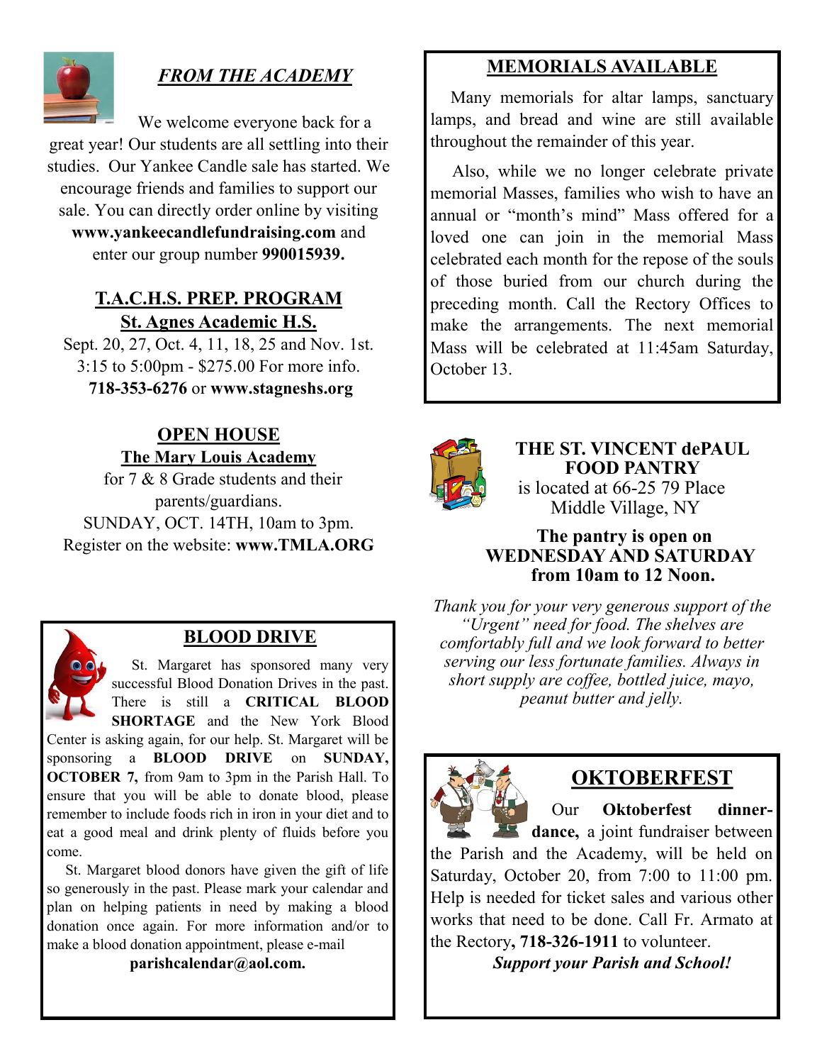## *FROM THE ACADEMY*

We welcome everyone back for a great year! Our students are all settling into their studies. Our Yankee Candle sale has started. We encourage friends and families to support our sale. You can directly order online by visiting **www.yankeecandlefundraising.com** and enter our group number **990015939.**

## T.A.C.H.S. PREP. PROGRAM
### St. Agnes Academic H.S.

Sept. 20, 27, Oct. 4, 11, 18, 25 and Nov. 1st. 3:15 to 5:00pm - $275.00 For more info. **718-353-6276** or **www.stagneshs.org**

## OPEN HOUSE
### The Mary Louis Academy

for 7 & 8 Grade students and their parents/guardians.
SUNDAY, OCT. 14TH, 10am to 3pm.
Register on the website: **www.TMLA.ORG**

## BLOOD DRIVE

St. Margaret has sponsored many very successful Blood Donation Drives in the past. There is still a **CRITICAL BLOOD SHORTAGE** and the New York Blood Center is asking again, for our help. St. Margaret will be sponsoring a **BLOOD DRIVE** on **SUNDAY, OCTOBER 7,** from 9am to 3pm in the Parish Hall. To ensure that you will be able to donate blood, please remember to include foods rich in iron in your diet and to eat a good meal and drink plenty of fluids before you come.

St. Margaret blood donors have given the gift of life so generously in the past. Please mark your calendar and plan on helping patients in need by making a blood donation once again. For more information and/or to make a blood donation appointment, please e-mail **parishcalendar@aol.com.**

## MEMORIALS AVAILABLE

Many memorials for altar lamps, sanctuary lamps, and bread and wine are still available throughout the remainder of this year.

Also, while we no longer celebrate private memorial Masses, families who wish to have an annual or "month's mind" Mass offered for a loved one can join in the memorial Mass celebrated each month for the repose of the souls of those buried from our church during the preceding month. Call the Rectory Offices to make the arrangements. The next memorial Mass will be celebrated at 11:45am Saturday, October 13.

## THE ST. VINCENT dePAUL FOOD PANTRY

is located at 66-25 79 Place
Middle Village, NY

**The pantry is open on WEDNESDAY AND SATURDAY from 10am to 12 Noon.**

*Thank you for your very generous support of the "Urgent" need for food. The shelves are comfortably full and we look forward to better serving our less fortunate families. Always in short supply are coffee, bottled juice, mayo, peanut butter and jelly.*

## OKTOBERFEST

Our **Oktoberfest dinner-dance,** a joint fundraiser between the Parish and the Academy, will be held on Saturday, October 20, from 7:00 to 11:00 pm. Help is needed for ticket sales and various other works that need to be done. Call Fr. Armato at the Rectory**, 718-326-1911** to volunteer.

***Support your Parish and School!***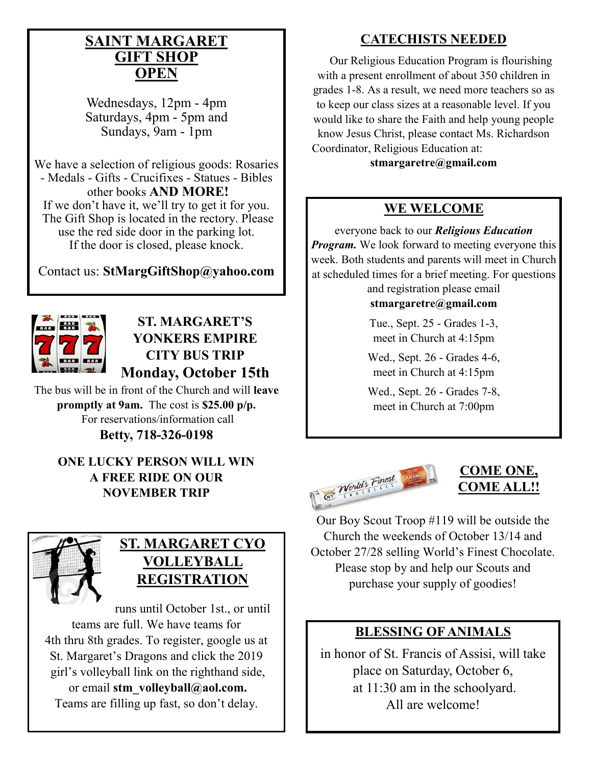## SAINT MARGARET GIFT SHOP OPEN

Wednesdays, 12pm - 4pm
Saturdays, 4pm - 5pm and
Sundays, 9am - 1pm

We have a selection of religious goods: Rosaries - Medals - Gifts - Crucifixes - Statues - Bibles other books **AND MORE!**
If we don't have it, we'll try to get it for you. The Gift Shop is located in the rectory. Please use the red side door in the parking lot. If the door is closed, please knock.

Contact us: **StMargGiftShop@yahoo.com**

## ST. MARGARET'S YONKERS EMPIRE CITY BUS TRIP

**Monday, October 15th**

The bus will be in front of the Church and will **leave promptly at 9am.** The cost is **$25.00 p/p.** For reservations/information call
**Betty, 718-326-0198**

**ONE LUCKY PERSON WILL WIN A FREE RIDE ON OUR NOVEMBER TRIP**

## ST. MARGARET CYO VOLLEYBALL REGISTRATION

runs until October 1st., or until teams are full. We have teams for 4th thru 8th grades. To register, google us at St. Margaret's Dragons and click the 2019 girl's volleyball link on the righthand side, or email **stm_volleyball@aol.com.** Teams are filling up fast, so don't delay.

## CATECHISTS NEEDED

Our Religious Education Program is flourishing with a present enrollment of about 350 children in grades 1-8. As a result, we need more teachers so as to keep our class sizes at a reasonable level. If you would like to share the Faith and help young people know Jesus Christ, please contact Ms. Richardson Coordinator, Religious Education at:
**stmargaretre@gmail.com**

## WE WELCOME

everyone back to our ***Religious Education Program.*** We look forward to meeting everyone this week. Both students and parents will meet in Church at scheduled times for a brief meeting. For questions and registration please email
**stmargaretre@gmail.com**

Tue., Sept. 25 - Grades 1-3, meet in Church at 4:15pm

Wed., Sept. 26 - Grades 4-6, meet in Church at 4:15pm

Wed., Sept. 26 - Grades 7-8, meet in Church at 7:00pm

## COME ONE, COME ALL!!

Our Boy Scout Troop #119 will be outside the Church the weekends of October 13/14 and October 27/28 selling World's Finest Chocolate. Please stop by and help our Scouts and purchase your supply of goodies!

## BLESSING OF ANIMALS

in honor of St. Francis of Assisi, will take place on Saturday, October 6, at 11:30 am in the schoolyard. All are welcome!